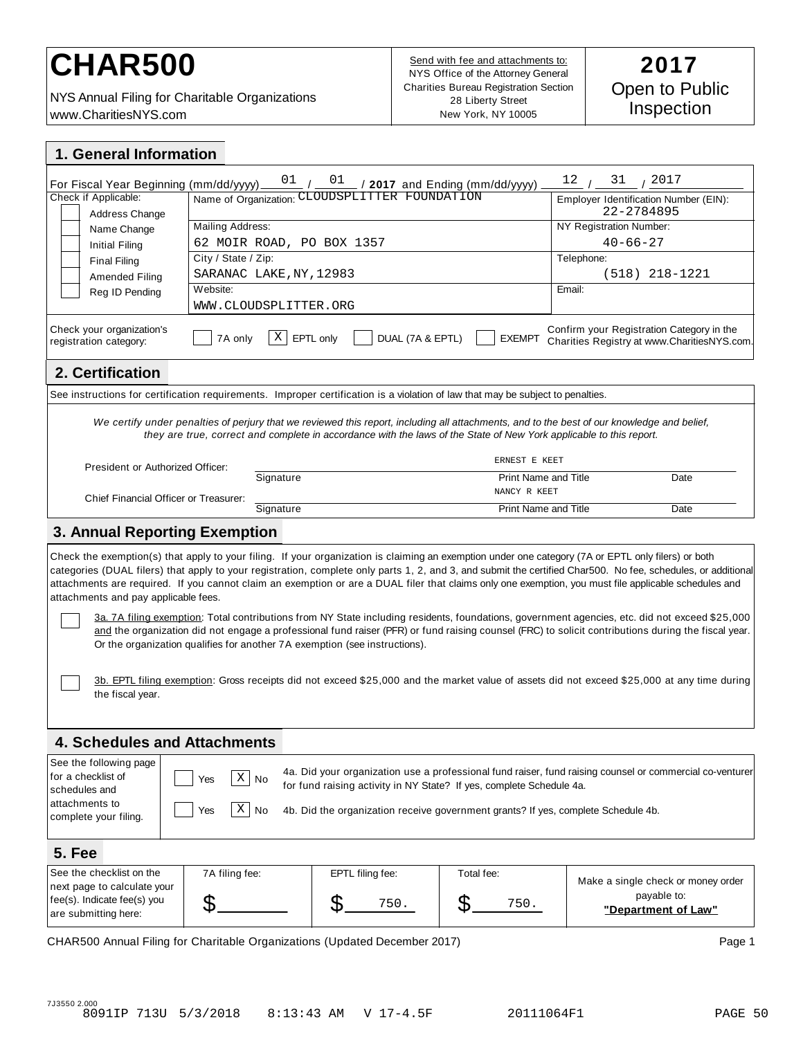# CHAR500

NYS Annual Filing for Charitable Organizations
www.CharitiesNYS.com

Send with fee and attachments to:
NYS Office of the Attorney General
Charities Bureau Registration Section
28 Liberty Street
New York, NY 10005

**2017**
Open to Public Inspection

## 1. General Information

For Fiscal Year Beginning (mm/dd/yyyy) 01 / 01 / **2017** and Ending (mm/dd/yyyy) 12 / 31 / 2017

| Check if Applicable: | | |
|---|---|---|
| ☐ Address Change | Name of Organization: CLOUDSPLITTER FOUNDATION | Employer Identification Number (EIN): 22-2784895 |
| ☐ Name Change | Mailing Address: 62 MOIR ROAD, PO BOX 1357 | NY Registration Number: 40-66-27 |
| ☐ Initial Filing | City / State / Zip: SARANAC LAKE,NY,12983 | Telephone: (518) 218-1221 |
| ☐ Final Filing | Website: WWW.CLOUDSPLITTER.ORG | Email: |
| ☐ Amended Filing | | |
| ☐ Reg ID Pending | | |

Check your organization's registration category: ☐ 7A only ☒ EPTL only ☐ DUAL (7A & EPTL) ☐ EXEMPT

Confirm your Registration Category in the Charities Registry at www.CharitiesNYS.com.

## 2. Certification

See instructions for certification requirements. Improper certification is a violation of law that may be subject to penalties.

*We certify under penalties of perjury that we reviewed this report, including all attachments, and to the best of our knowledge and belief, they are true, correct and complete in accordance with the laws of the State of New York applicable to this report.*

| | Signature | Print Name and Title | Date |
|---|---|---|---|
| President or Authorized Officer: | | ERNEST E KEET | |
| Chief Financial Officer or Treasurer: | | NANCY R KEET | |

## 3. Annual Reporting Exemption

Check the exemption(s) that apply to your filing. If your organization is claiming an exemption under one category (7A or EPTL only filers) or both categories (DUAL filers) that apply to your registration, complete only parts 1, 2, and 3, and submit the certified Char500. No fee, schedules, or additional attachments are required. If you cannot claim an exemption or are a DUAL filer that claims only one exemption, you must file applicable schedules and attachments and pay applicable fees.

☐ 3a. 7A filing exemption: Total contributions from NY State including residents, foundations, government agencies, etc. did not exceed $25,000 and the organization did not engage a professional fund raiser (PFR) or fund raising counsel (FRC) to solicit contributions during the fiscal year. Or the organization qualifies for another 7A exemption (see instructions).

☐ 3b. EPTL filing exemption: Gross receipts did not exceed $25,000 and the market value of assets did not exceed $25,000 at any time during the fiscal year.

## 4. Schedules and Attachments

See the following page for a checklist of schedules and attachments to complete your filing.

☐ Yes ☒ No 4a. Did your organization use a professional fund raiser, fund raising counsel or commercial co-venturer for fund raising activity in NY State? If yes, complete Schedule 4a.

☐ Yes ☒ No 4b. Did the organization receive government grants? If yes, complete Schedule 4b.

## 5. Fee

| See the checklist on the next page to calculate your fee(s). Indicate fee(s) you are submitting here: | 7A filing fee: | EPTL filing fee: | Total fee: | Make a single check or money order payable to: |
|---|---|---|---|---|
| | $ | $ 750. | $ 750. | **"Department of Law"** |

CHAR500 Annual Filing for Charitable Organizations (Updated December 2017)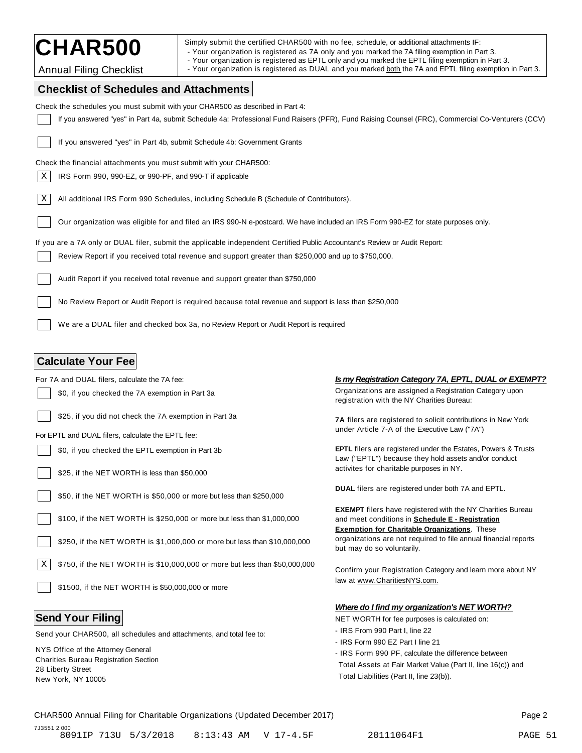# CHAR500

Annual Filing Checklist

Simply submit the certified CHAR500 with no fee, schedule, or additional attachments IF:
- Your organization is registered as 7A only and you marked the 7A filing exemption in Part 3.
- Your organization is registered as EPTL only and you marked the EPTL filing exemption in Part 3.
- Your organization is registered as DUAL and you marked both the 7A and EPTL filing exemption in Part 3.

## Checklist of Schedules and Attachments

Check the schedules you must submit with your CHAR500 as described in Part 4:

- [ ] If you answered "yes" in Part 4a, submit Schedule 4a: Professional Fund Raisers (PFR), Fund Raising Counsel (FRC), Commercial Co-Venturers (CCV)
- [ ] If you answered "yes" in Part 4b, submit Schedule 4b: Government Grants

Check the financial attachments you must submit with your CHAR500:

- [X] IRS Form 990, 990-EZ, or 990-PF, and 990-T if applicable
- [X] All additional IRS Form 990 Schedules, including Schedule B (Schedule of Contributors).
- [ ] Our organization was eligible for and filed an IRS 990-N e-postcard. We have included an IRS Form 990-EZ for state purposes only.

If you are a 7A only or DUAL filer, submit the applicable independent Certified Public Accountant's Review or Audit Report:

- [ ] Review Report if you received total revenue and support greater than $250,000 and up to $750,000.
- [ ] Audit Report if you received total revenue and support greater than $750,000
- [ ] No Review Report or Audit Report is required because total revenue and support is less than $250,000
- [ ] We are a DUAL filer and checked box 3a, no Review Report or Audit Report is required

## Calculate Your Fee

For 7A and DUAL filers, calculate the 7A fee:

- [ ] $0, if you checked the 7A exemption in Part 3a
- [ ] $25, if you did not check the 7A exemption in Part 3a

For EPTL and DUAL filers, calculate the EPTL fee:

- [ ] $0, if you checked the EPTL exemption in Part 3b
- [ ] $25, if the NET WORTH is less than $50,000
- [ ] $50, if the NET WORTH is $50,000 or more but less than $250,000
- [ ] $100, if the NET WORTH is $250,000 or more but less than $1,000,000
- [ ] $250, if the NET WORTH is $1,000,000 or more but less than $10,000,000
- [X] $750, if the NET WORTH is $10,000,000 or more but less than $50,000,000
- [ ] $1500, if the NET WORTH is $50,000,000 or more

***Is my Registration Category 7A, EPTL, DUAL or EXEMPT?***

Organizations are assigned a Registration Category upon registration with the NY Charities Bureau:

**7A** filers are registered to solicit contributions in New York under Article 7-A of the Executive Law ("7A")

**EPTL** filers are registered under the Estates, Powers & Trusts Law ("EPTL") because they hold assets and/or conduct activites for charitable purposes in NY.

**DUAL** filers are registered under both 7A and EPTL.

**EXEMPT** filers have registered with the NY Charities Bureau and meet conditions in **Schedule E - Registration Exemption for Charitable Organizations**. These organizations are not required to file annual financial reports but may do so voluntarily.

Confirm your Registration Category and learn more about NY law at www.CharitiesNYS.com.

***Where do I find my organization's NET WORTH?***

NET WORTH for fee purposes is calculated on:

- IRS From 990 Part I, line 22
- IRS Form 990 EZ Part I line 21
- IRS Form 990 PF, calculate the difference between Total Assets at Fair Market Value (Part II, line 16(c)) and Total Liabilities (Part II, line 23(b)).

## Send Your Filing

Send your CHAR500, all schedules and attachments, and total fee to:

NYS Office of the Attorney General
Charities Bureau Registration Section
28 Liberty Street
New York, NY 10005

CHAR500 Annual Filing for Charitable Organizations (Updated December 2017)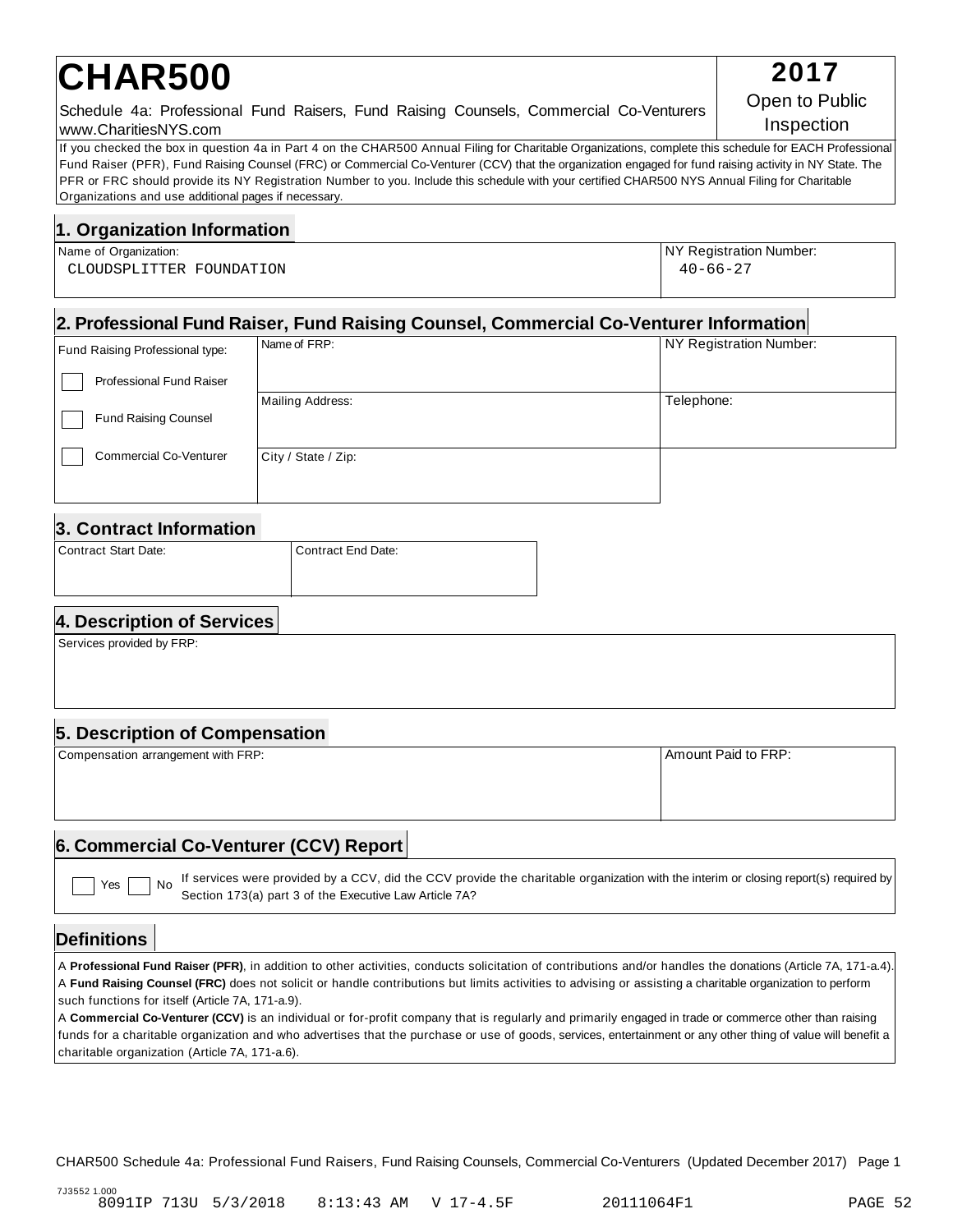# CHAR500

**2017**

Schedule 4a: Professional Fund Raisers, Fund Raising Counsels, Commercial Co-Venturers
www.CharitiesNYS.com

Open to Public Inspection

If you checked the box in question 4a in Part 4 on the CHAR500 Annual Filing for Charitable Organizations, complete this schedule for EACH Professional Fund Raiser (PFR), Fund Raising Counsel (FRC) or Commercial Co-Venturer (CCV) that the organization engaged for fund raising activity in NY State. The PFR or FRC should provide its NY Registration Number to you. Include this schedule with your certified CHAR500 NYS Annual Filing for Charitable Organizations and use additional pages if necessary.

## 1. Organization Information

| Name of Organization: | NY Registration Number: |
|---|---|
| CLOUDSPLITTER FOUNDATION | 40-66-27 |

## 2. Professional Fund Raiser, Fund Raising Counsel, Commercial Co-Venturer Information

| Fund Raising Professional type: | | |
|---|---|---|
| ☐ Professional Fund Raiser | Name of FRP: | NY Registration Number: |
| ☐ Fund Raising Counsel | Mailing Address: | Telephone: |
| ☐ Commercial Co-Venturer | City / State / Zip: | |

## 3. Contract Information

| Contract Start Date: | Contract End Date: |
|---|---|
| | |

## 4. Description of Services

Services provided by FRP:

## 5. Description of Compensation

| Compensation arrangement with FRP: | Amount Paid to FRP: |
|---|---|
| | |

## 6. Commercial Co-Venturer (CCV) Report

☐ Yes ☐ No If services were provided by a CCV, did the CCV provide the charitable organization with the interim or closing report(s) required by Section 173(a) part 3 of the Executive Law Article 7A?

## Definitions

A **Professional Fund Raiser (PFR)**, in addition to other activities, conducts solicitation of contributions and/or handles the donations (Article 7A, 171-a.4).
A **Fund Raising Counsel (FRC)** does not solicit or handle contributions but limits activities to advising or assisting a charitable organization to perform such functions for itself (Article 7A, 171-a.9).
A **Commercial Co-Venturer (CCV)** is an individual or for-profit company that is regularly and primarily engaged in trade or commerce other than raising funds for a charitable organization and who advertises that the purchase or use of goods, services, entertainment or any other thing of value will benefit a charitable organization (Article 7A, 171-a.6).

CHAR500 Schedule 4a: Professional Fund Raisers, Fund Raising Counsels, Commercial Co-Venturers (Updated December 2017)

7J3552 1.000
8091IP 713U 5/3/2018 8:13:43 AM V 17-4.5F 20111064F1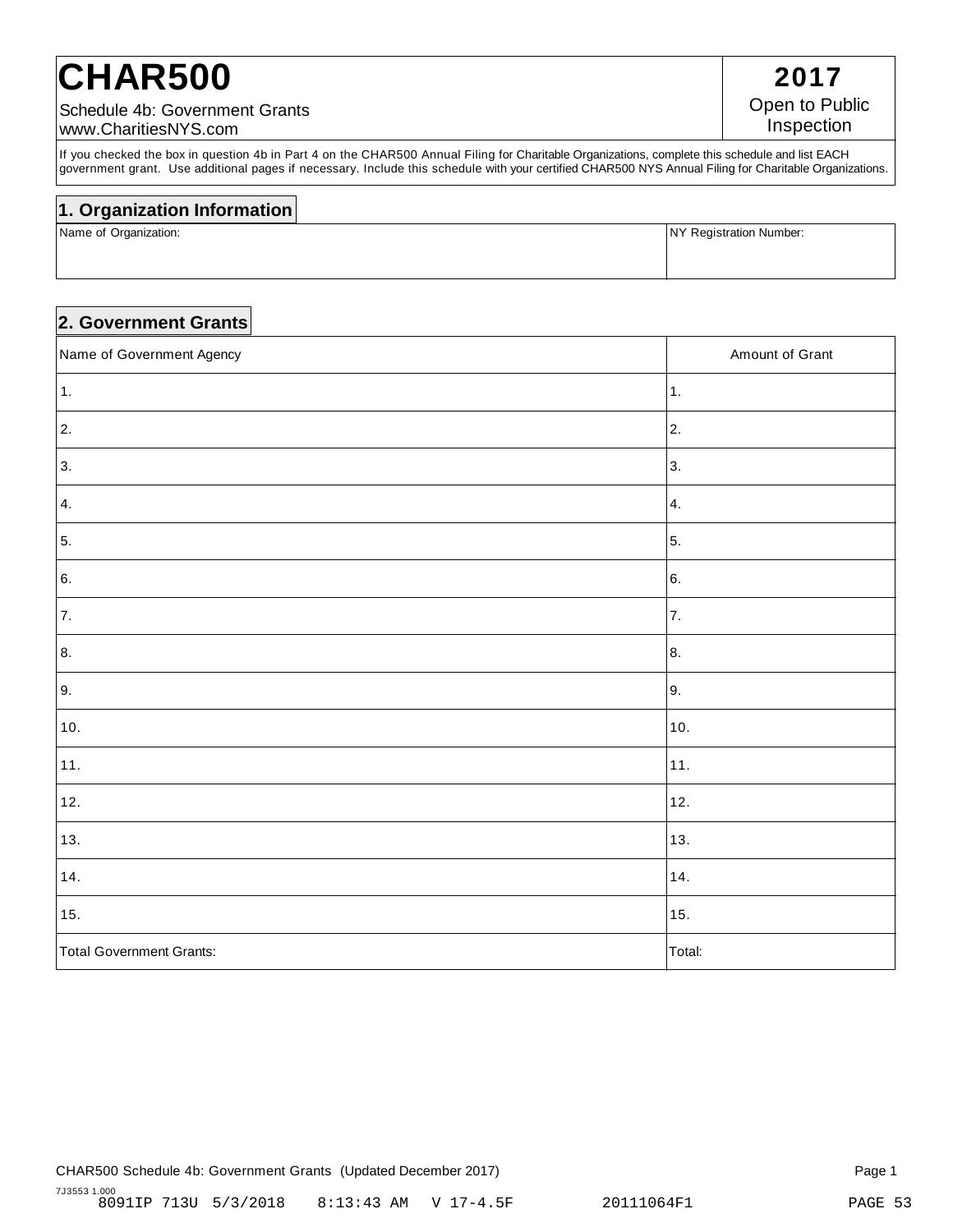# CHAR500

Schedule 4b: Government Grants
www.CharitiesNYS.com

**2017**
Open to Public Inspection

If you checked the box in question 4b in Part 4 on the CHAR500 Annual Filing for Charitable Organizations, complete this schedule and list EACH government grant. Use additional pages if necessary. Include this schedule with your certified CHAR500 NYS Annual Filing for Charitable Organizations.

## 1. Organization Information

| Name of Organization: | NY Registration Number: |
|---|---|
| | |

## 2. Government Grants

| Name of Government Agency | Amount of Grant |
|---|---|
| 1. | 1. |
| 2. | 2. |
| 3. | 3. |
| 4. | 4. |
| 5. | 5. |
| 6. | 6. |
| 7. | 7. |
| 8. | 8. |
| 9. | 9. |
| 10. | 10. |
| 11. | 11. |
| 12. | 12. |
| 13. | 13. |
| 14. | 14. |
| 15. | 15. |
| Total Government Grants: | Total: |

CHAR500 Schedule 4b: Government Grants (Updated December 2017)

7J3553 1.000
8091IP 713U 5/3/2018 8:13:43 AM V 17-4.5F 20111064F1